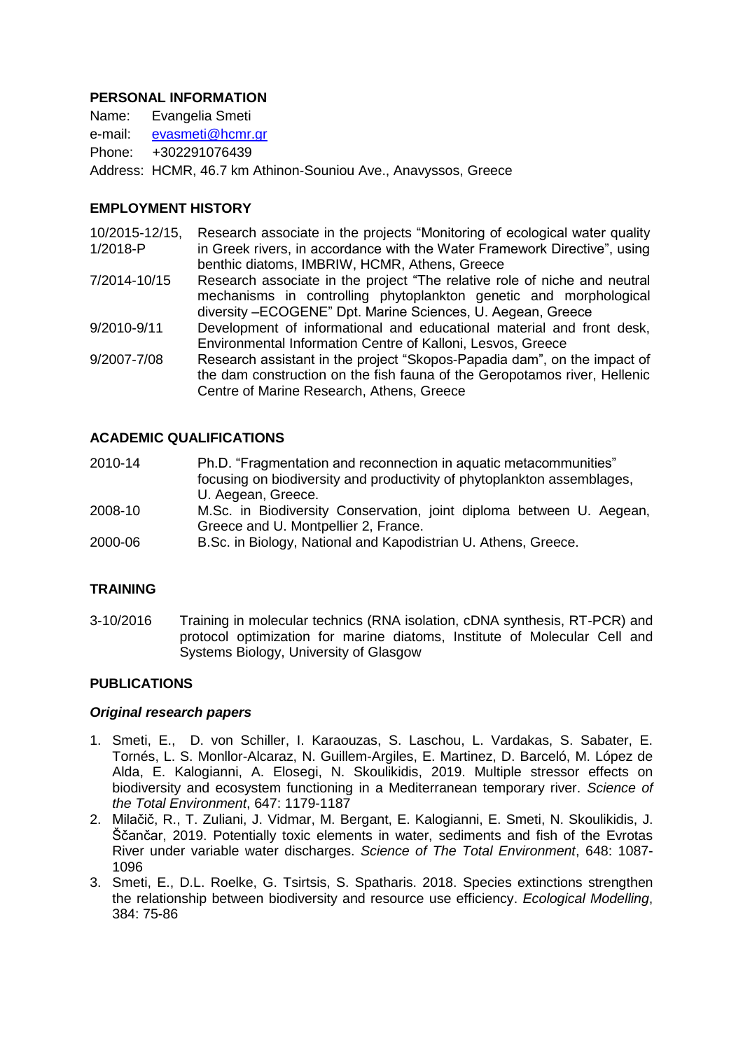## PERSONAL INFORMATION

Name: Evangelia Smeti
e-mail: evasmeti@hcmr.gr
Phone: +302291076439
Address: HCMR, 46.7 km Athinon-Souniou Ave., Anavyssos, Greece

## EMPLOYMENT HISTORY

10/2015-12/15, 1/2018-P — Research associate in the projects "Monitoring of ecological water quality in Greek rivers, in accordance with the Water Framework Directive", using benthic diatoms, IMBRIW, HCMR, Athens, Greece

7/2014-10/15 — Research associate in the project "The relative role of niche and neutral mechanisms in controlling phytoplankton genetic and morphological diversity –ECOGENE" Dpt. Marine Sciences, U. Aegean, Greece

9/2010-9/11 — Development of informational and educational material and front desk, Environmental Information Centre of Kalloni, Lesvos, Greece

9/2007-7/08 — Research assistant in the project "Skopos-Papadia dam", on the impact of the dam construction on the fish fauna of the Geropotamos river, Hellenic Centre of Marine Research, Athens, Greece

## ACADEMIC QUALIFICATIONS

2010-14 — Ph.D. "Fragmentation and reconnection in aquatic metacommunities" focusing on biodiversity and productivity of phytoplankton assemblages, U. Aegean, Greece.

2008-10 — M.Sc. in Biodiversity Conservation, joint diploma between U. Aegean, Greece and U. Montpellier 2, France.

2000-06 — B.Sc. in Biology, National and Kapodistrian U. Athens, Greece.

## TRAINING

3-10/2016 — Training in molecular technics (RNA isolation, cDNA synthesis, RT-PCR) and protocol optimization for marine diatoms, Institute of Molecular Cell and Systems Biology, University of Glasgow

## PUBLICATIONS

### *Original research papers*

1. Smeti, E., D. von Schiller, I. Karaouzas, S. Laschou, L. Vardakas, S. Sabater, E. Tornés, L. S. Monllor-Alcaraz, N. Guillem-Argiles, E. Martinez, D. Barceló, M. López de Alda, E. Kalogianni, A. Elosegi, N. Skoulikidis, 2019. Multiple stressor effects on biodiversity and ecosystem functioning in a Mediterranean temporary river. *Science of the Total Environment*, 647: 1179-1187
2. Milačič, R., T. Zuliani, J. Vidmar, M. Bergant, E. Kalogianni, E. Smeti, N. Skoulikidis, J. Ščančar, 2019. Potentially toxic elements in water, sediments and fish of the Evrotas River under variable water discharges. *Science of The Total Environment*, 648: 1087-1096
3. Smeti, E., D.L. Roelke, G. Tsirtsis, S. Spatharis. 2018. Species extinctions strengthen the relationship between biodiversity and resource use efficiency. *Ecological Modelling*, 384: 75-86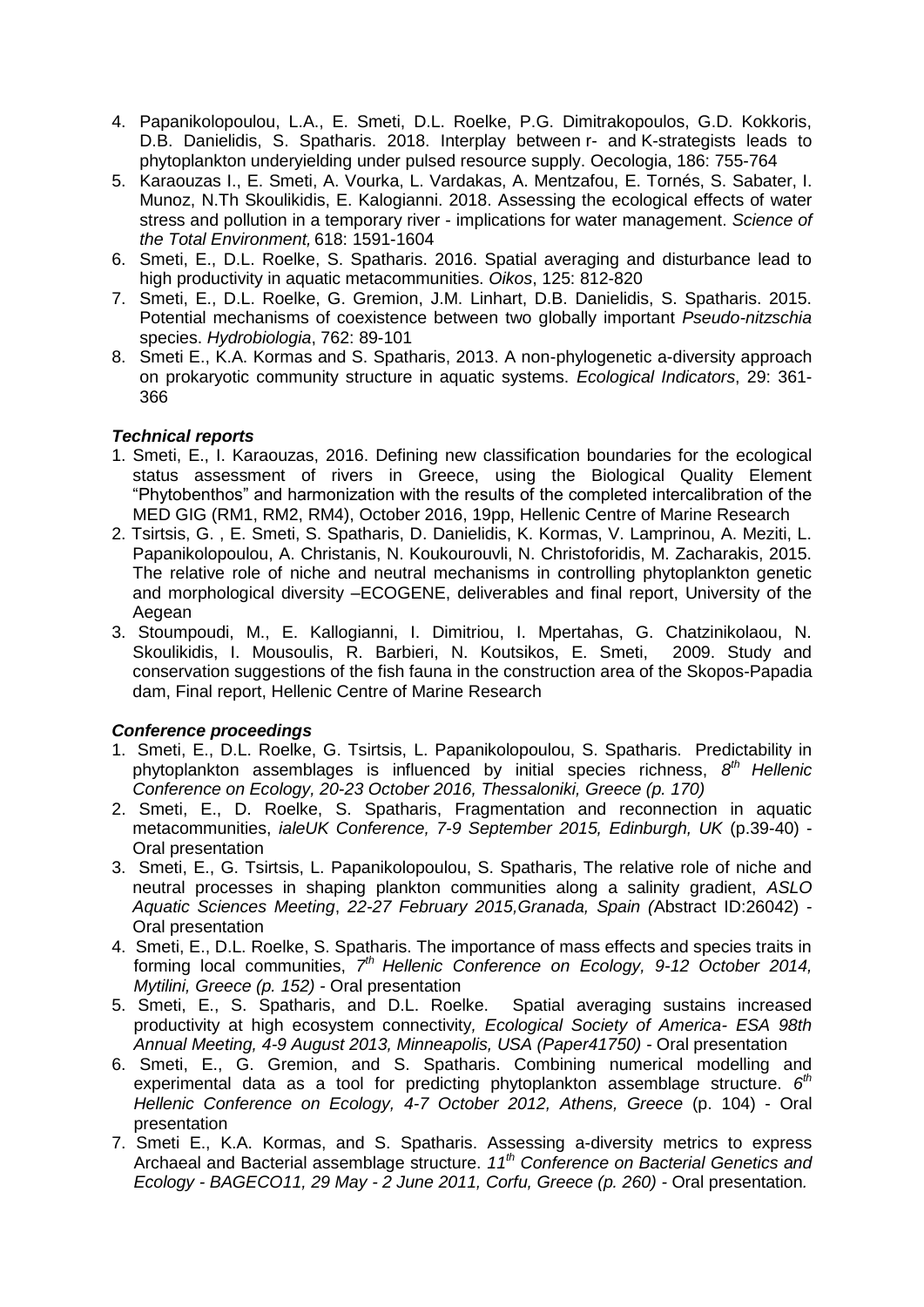4. Papanikolopoulou, L.A., E. Smeti, D.L. Roelke, P.G. Dimitrakopoulos, G.D. Kokkoris, D.B. Danielidis, S. Spatharis. 2018. Interplay between r- and K-strategists leads to phytoplankton underyielding under pulsed resource supply. Oecologia, 186: 755-764
5. Karaouzas I., E. Smeti, A. Vourka, L. Vardakas, A. Mentzafou, E. Tornés, S. Sabater, I. Munoz, N.Th Skoulikidis, E. Kalogianni. 2018. Assessing the ecological effects of water stress and pollution in a temporary river - implications for water management. *Science of the Total Environment,* 618: 1591-1604
6. Smeti, E., D.L. Roelke, S. Spatharis. 2016. Spatial averaging and disturbance lead to high productivity in aquatic metacommunities. *Oikos*, 125: 812-820
7. Smeti, E., D.L. Roelke, G. Gremion, J.M. Linhart, D.B. Danielidis, S. Spatharis. 2015. Potential mechanisms of coexistence between two globally important *Pseudo-nitzschia* species. *Hydrobiologia*, 762: 89-101
8. Smeti E., K.A. Kormas and S. Spatharis, 2013. A non-phylogenetic a-diversity approach on prokaryotic community structure in aquatic systems. *Ecological Indicators*, 29: 361-366

### ***Technical reports***

1. Smeti, E., I. Karaouzas, 2016. Defining new classification boundaries for the ecological status assessment of rivers in Greece, using the Biological Quality Element "Phytobenthos" and harmonization with the results of the completed intercalibration of the MED GIG (RM1, RM2, RM4), October 2016, 19pp, Hellenic Centre of Marine Research
2. Tsirtsis, G. , E. Smeti, S. Spatharis, D. Danielidis, K. Kormas, V. Lamprinou, A. Meziti, L. Papanikolopoulou, A. Christanis, N. Koukourouvli, N. Christoforidis, M. Zacharakis, 2015. The relative role of niche and neutral mechanisms in controlling phytoplankton genetic and morphological diversity –ECOGENE, deliverables and final report, University of the Aegean
3. Stoumpoudi, M., E. Kallogianni, I. Dimitriou, I. Mpertahas, G. Chatzinikolaou, N. Skoulikidis, I. Mousoulis, R. Barbieri, N. Koutsikos, E. Smeti, 2009. Study and conservation suggestions of the fish fauna in the construction area of the Skopos-Papadia dam, Final report, Hellenic Centre of Marine Research

### ***Conference proceedings***

1. Smeti, E., D.L. Roelke, G. Tsirtsis, L. Papanikolopoulou, S. Spatharis. Predictability in phytoplankton assemblages is influenced by initial species richness, *8th Hellenic Conference on Ecology, 20-23 October 2016, Thessaloniki, Greece (p. 170)*
2. Smeti, E., D. Roelke, S. Spatharis, Fragmentation and reconnection in aquatic metacommunities, *ialeUK Conference, 7-9 September 2015, Edinburgh, UK* (p.39-40) - Oral presentation
3. Smeti, E., G. Tsirtsis, L. Papanikolopoulou, S. Spatharis, The relative role of niche and neutral processes in shaping plankton communities along a salinity gradient, *ASLO Aquatic Sciences Meeting*, *22-27 February 2015,Granada, Spain (*Abstract ID:26042) - Oral presentation
4. Smeti, E., D.L. Roelke, S. Spatharis. The importance of mass effects and species traits in forming local communities, *7th Hellenic Conference on Ecology, 9-12 October 2014, Mytilini, Greece (p. 152)* - Oral presentation
5. Smeti, E., S. Spatharis, and D.L. Roelke. Spatial averaging sustains increased productivity at high ecosystem connectivity*, Ecological Society of America- ESA 98th Annual Meeting, 4-9 August 2013, Minneapolis, USA (Paper41750)* - Oral presentation
6. Smeti, E., G. Gremion, and S. Spatharis. Combining numerical modelling and experimental data as a tool for predicting phytoplankton assemblage structure. *6th Hellenic Conference on Ecology, 4-7 October 2012, Athens, Greece* (p. 104) - Oral presentation
7. Smeti E., K.A. Kormas, and S. Spatharis. Assessing a-diversity metrics to express Archaeal and Bacterial assemblage structure. *11th Conference on Bacterial Genetics and Ecology - BAGECO11, 29 May - 2 June 2011, Corfu, Greece (p. 260)* - Oral presentation*.*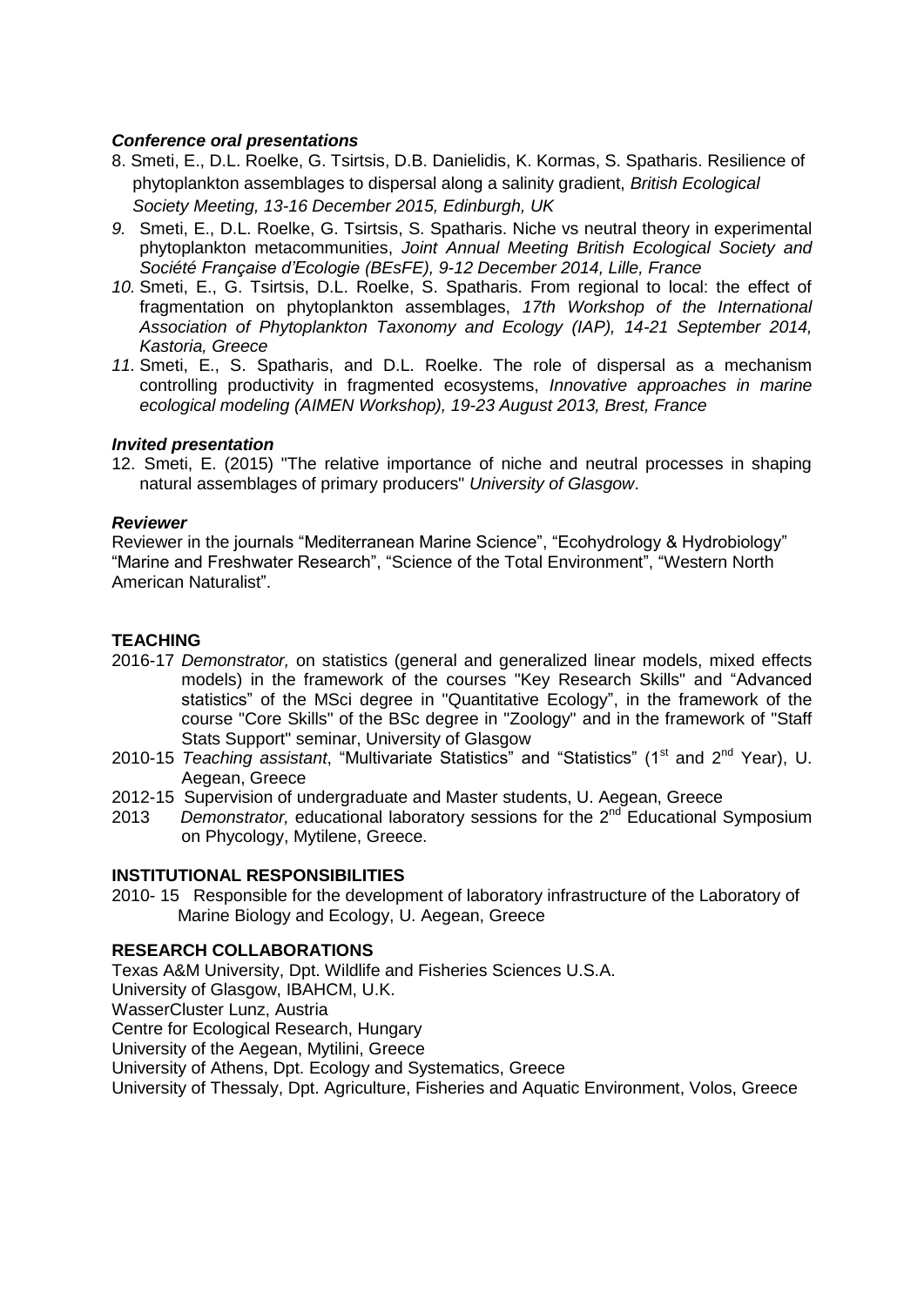### *Conference oral presentations*

8. Smeti, E., D.L. Roelke, G. Tsirtsis, D.B. Danielidis, K. Kormas, S. Spatharis. Resilience of phytoplankton assemblages to dispersal along a salinity gradient, *British Ecological Society Meeting, 13-16 December 2015, Edinburgh, UK*
9. Smeti, E., D.L. Roelke, G. Tsirtsis, S. Spatharis. Niche vs neutral theory in experimental phytoplankton metacommunities, *Joint Annual Meeting British Ecological Society and Société Française d'Ecologie (BEsFE), 9-12 December 2014, Lille, France*
10. Smeti, E., G. Tsirtsis, D.L. Roelke, S. Spatharis. From regional to local: the effect of fragmentation on phytoplankton assemblages, *17th Workshop of the International Association of Phytoplankton Taxonomy and Ecology (IAP), 14-21 September 2014, Kastoria, Greece*
11. Smeti, E., S. Spatharis, and D.L. Roelke. The role of dispersal as a mechanism controlling productivity in fragmented ecosystems, *Innovative approaches in marine ecological modeling (AIMEN Workshop), 19-23 August 2013, Brest, France*

### *Invited presentation*

12. Smeti, E. (2015) "The relative importance of niche and neutral processes in shaping natural assemblages of primary producers" *University of Glasgow*.

### *Reviewer*

Reviewer in the journals "Mediterranean Marine Science", "Ecohydrology & Hydrobiology" "Marine and Freshwater Research", "Science of the Total Environment", "Western North American Naturalist".

## TEACHING

2016-17 *Demonstrator,* on statistics (general and generalized linear models, mixed effects models) in the framework of the courses "Key Research Skills" and "Advanced statistics" of the MSci degree in "Quantitative Ecology", in the framework of the course "Core Skills" of the BSc degree in "Zoology" and in the framework of "Staff Stats Support" seminar, University of Glasgow

2010-15 *Teaching assistant*, "Multivariate Statistics" and "Statistics" (1st and 2nd Year), U. Aegean, Greece

2012-15 Supervision of undergraduate and Master students, U. Aegean, Greece

2013 *Demonstrator,* educational laboratory sessions for the 2nd Educational Symposium on Phycology, Mytilene, Greece.

## INSTITUTIONAL RESPONSIBILITIES

2010- 15 Responsible for the development of laboratory infrastructure of the Laboratory of Marine Biology and Ecology, U. Aegean, Greece

## RESEARCH COLLABORATIONS

Texas A&M University, Dpt. Wildlife and Fisheries Sciences U.S.A.
University of Glasgow, IBAHCM, U.K.
WasserCluster Lunz, Austria
Centre for Ecological Research, Hungary
University of the Aegean, Mytilini, Greece
University of Athens, Dpt. Ecology and Systematics, Greece
University of Thessaly, Dpt. Agriculture, Fisheries and Aquatic Environment, Volos, Greece